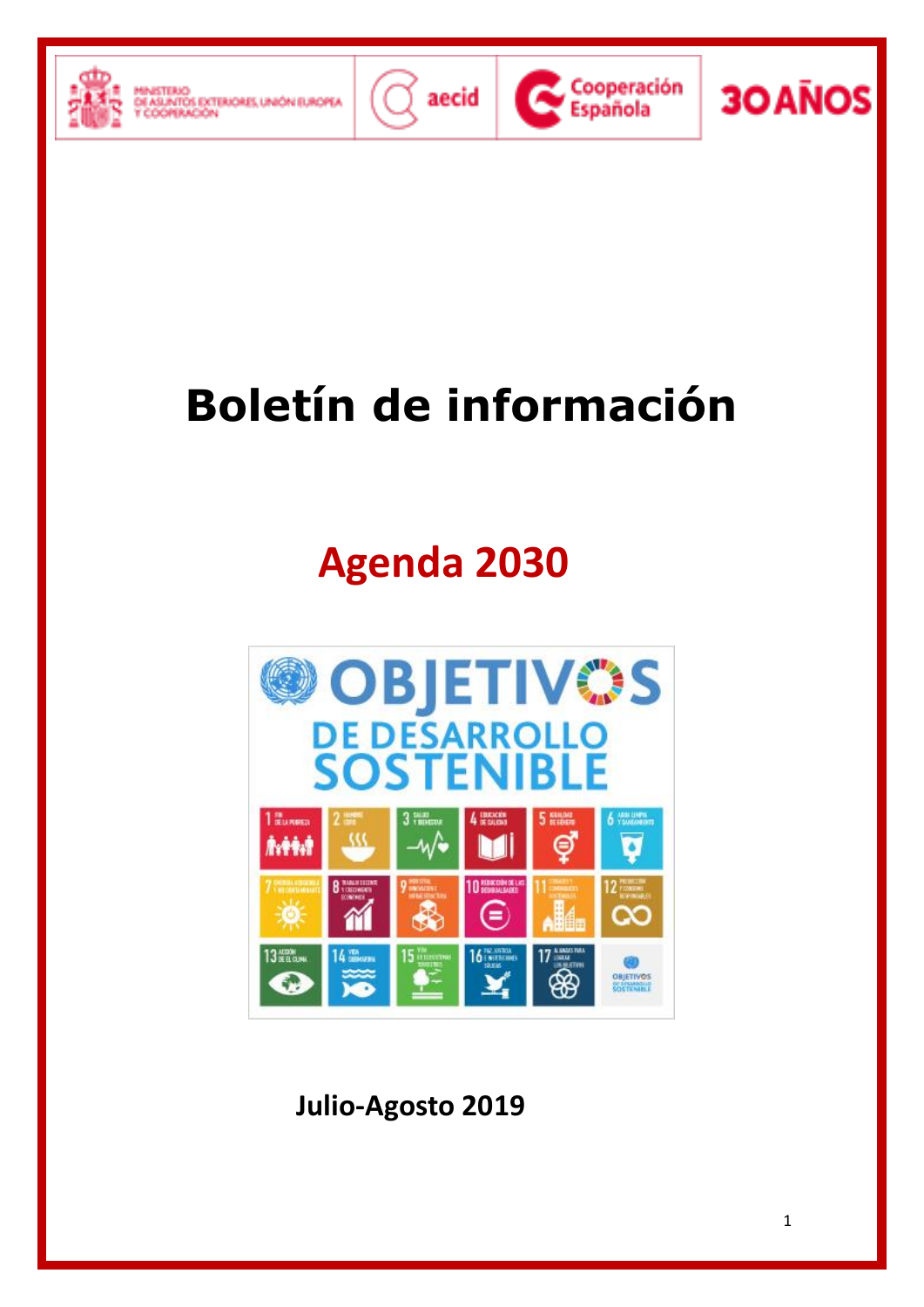# Boletín de información

## Agenda 2030

Julio-Agosto 2019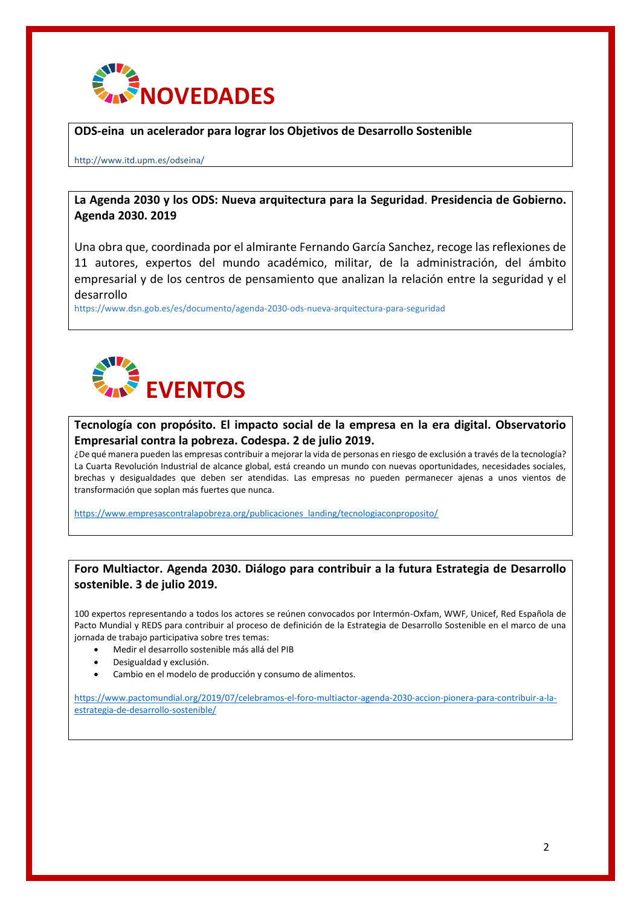# NOVEDADES

**ODS-eina un acelerador para lograr los Objetivos de Desarrollo Sostenible**

http://www.itd.upm.es/odseina/

**La Agenda 2030 y los ODS: Nueva arquitectura para la Seguridad**. **Presidencia de Gobierno. Agenda 2030. 2019**

Una obra que, coordinada por el almirante Fernando García Sanchez, recoge las reflexiones de 11 autores, expertos del mundo académico, militar, de la administración, del ámbito empresarial y de los centros de pensamiento que analizan la relación entre la seguridad y el desarrollo

https://www.dsn.gob.es/es/documento/agenda-2030-ods-nueva-arquitectura-para-seguridad

# EVENTOS

**Tecnología con propósito. El impacto social de la empresa en la era digital. Observatorio Empresarial contra la pobreza. Codespa. 2 de julio 2019.**

¿De qué manera pueden las empresas contribuir a mejorar la vida de personas en riesgo de exclusión a través de la tecnología? La Cuarta Revolución Industrial de alcance global, está creando un mundo con nuevas oportunidades, necesidades sociales, brechas y desigualdades que deben ser atendidas. Las empresas no pueden permanecer ajenas a unos vientos de transformación que soplan más fuertes que nunca.

https://www.empresascontralapobreza.org/publicaciones_landing/tecnologiaconproposito/

**Foro Multiactor. Agenda 2030. Diálogo para contribuir a la futura Estrategia de Desarrollo sostenible. 3 de julio 2019.**

100 expertos representando a todos los actores se reúnen convocados por Intermón-Oxfam, WWF, Unicef, Red Española de Pacto Mundial y REDS para contribuir al proceso de definición de la Estrategia de Desarrollo Sostenible en el marco de una jornada de trabajo participativa sobre tres temas:

- Medir el desarrollo sostenible más allá del PIB
- Desigualdad y exclusión.
- Cambio en el modelo de producción y consumo de alimentos.

https://www.pactomundial.org/2019/07/celebramos-el-foro-multiactor-agenda-2030-accion-pionera-para-contribuir-a-la-estrategia-de-desarrollo-sostenible/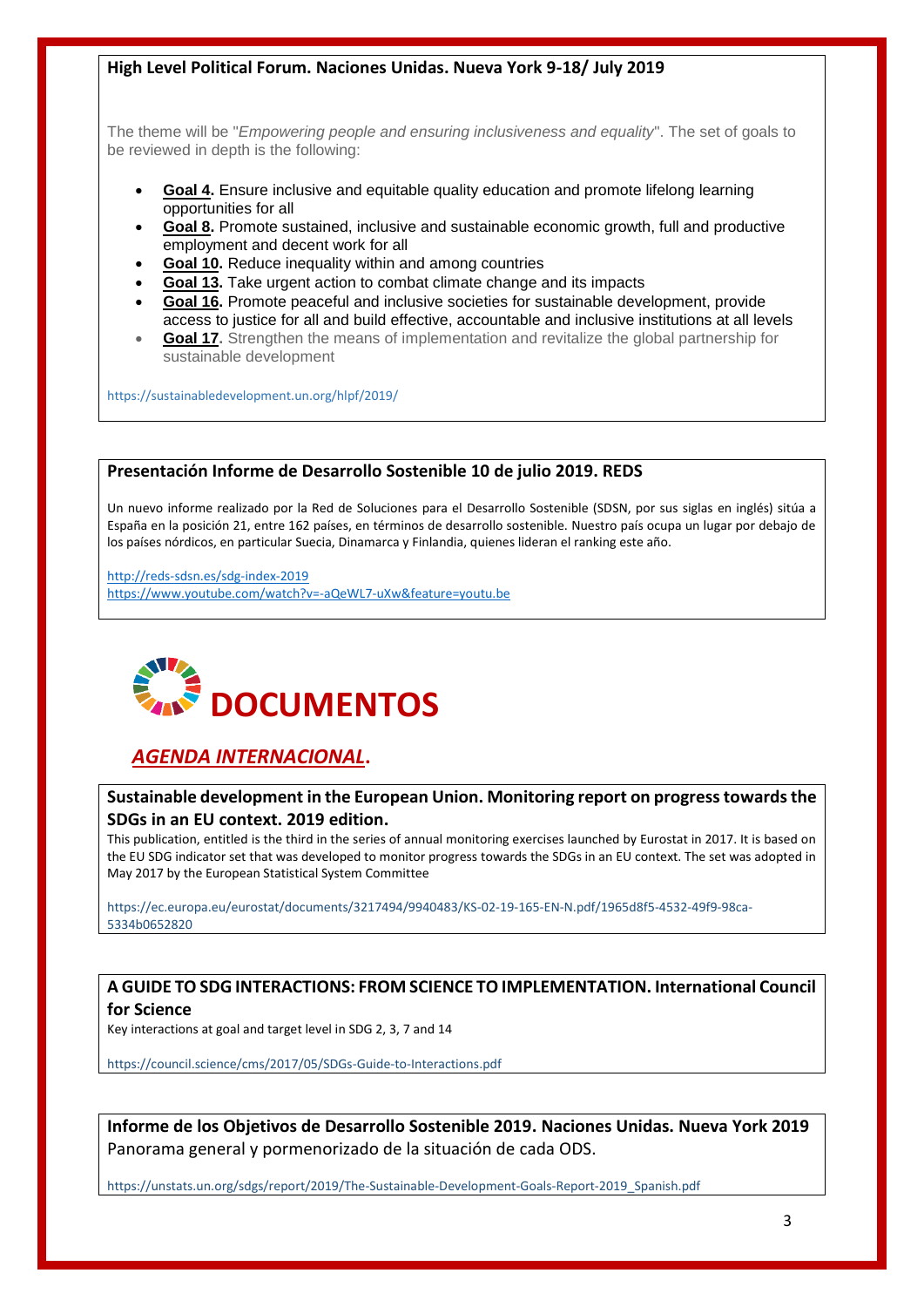**High Level Political Forum. Naciones Unidas. Nueva York 9-18/ July 2019**

The theme will be "*Empowering people and ensuring inclusiveness and equality*". The set of goals to be reviewed in depth is the following:

- **Goal 4.** Ensure inclusive and equitable quality education and promote lifelong learning opportunities for all
- **Goal 8.** Promote sustained, inclusive and sustainable economic growth, full and productive employment and decent work for all
- **Goal 10.** Reduce inequality within and among countries
- **Goal 13.** Take urgent action to combat climate change and its impacts
- **Goal 16.** Promote peaceful and inclusive societies for sustainable development, provide access to justice for all and build effective, accountable and inclusive institutions at all levels
- **Goal 17.** Strengthen the means of implementation and revitalize the global partnership for sustainable development

https://sustainabledevelopment.un.org/hlpf/2019/

**Presentación Informe de Desarrollo Sostenible 10 de julio 2019. REDS**

Un nuevo informe realizado por la Red de Soluciones para el Desarrollo Sostenible (SDSN, por sus siglas en inglés) sitúa a España en la posición 21, entre 162 países, en términos de desarrollo sostenible. Nuestro país ocupa un lugar por debajo de los países nórdicos, en particular Suecia, Dinamarca y Finlandia, quienes lideran el ranking este año.

http://reds-sdsn.es/sdg-index-2019
https://www.youtube.com/watch?v=-aQeWL7-uXw&feature=youtu.be

# DOCUMENTOS

## *AGENDA INTERNACIONAL*.

**Sustainable development in the European Union. Monitoring report on progress towards the SDGs in an EU context. 2019 edition.**

This publication, entitled is the third in the series of annual monitoring exercises launched by Eurostat in 2017. It is based on the EU SDG indicator set that was developed to monitor progress towards the SDGs in an EU context. The set was adopted in May 2017 by the European Statistical System Committee

https://ec.europa.eu/eurostat/documents/3217494/9940483/KS-02-19-165-EN-N.pdf/1965d8f5-4532-49f9-98ca-5334b0652820

**A GUIDE TO SDG INTERACTIONS: FROM SCIENCE TO IMPLEMENTATION. International Council for Science**

Key interactions at goal and target level in SDG 2, 3, 7 and 14

https://council.science/cms/2017/05/SDGs-Guide-to-Interactions.pdf

**Informe de los Objetivos de Desarrollo Sostenible 2019. Naciones Unidas. Nueva York 2019**

Panorama general y pormenorizado de la situación de cada ODS.

https://unstats.un.org/sdgs/report/2019/The-Sustainable-Development-Goals-Report-2019_Spanish.pdf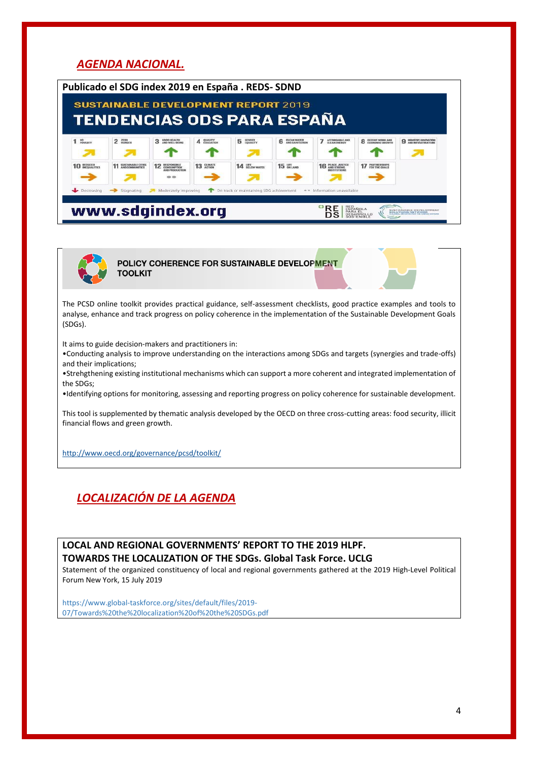## *AGENDA NACIONAL.*

**Publicado el SDG index 2019 en España . REDS- SDND**

SUSTAINABLE DEVELOPMENT REPORT 2019

TENDENCIAS ODS PARA ESPAÑA

| 1 NO POVERTY | 2 ZERO HUNGER | 3 GOOD HEALTH AND WELL-BEING | 4 QUALITY EDUCATION | 5 GENDER EQUALITY | 6 CLEAN WATER AND SANITATION | 7 AFFORDABLE AND CLEAN ENERGY | 8 DECENT WORK AND ECONOMIC GROWTH | 9 INDUSTRY, INNOVATION AND INFRASTRUCTURE |
|---|---|---|---|---|---|---|---|---|
| ↗ | ↗ | ↑ | ↑ | ↗ | ↑ | ↑ | ↑ | ↗ |
| **10 REDUCED INEQUALITIES** | **11 SUSTAINABLE CITIES AND COMMUNITIES** | **12 RESPONSIBLE CONSUMPTION AND PRODUCTION** | **13 CLIMATE ACTION** | **14 LIFE BELOW WATER** | **15 LIFE ON LAND** | **16 PEACE, JUSTICE AND STRONG INSTITUTIONS** | **17 PARTNERSHIPS FOR THE GOALS** | |
| → | ↗ | •• | → | ↗ | → | ↗ | → | |

↓ Decreasing → Stagnating ↗ Moderately improving ↑ On track or maintaining SDG achievement •• Information unavailable

www.sdgindex.org

REDS RED ESPAÑOLA PARA EL DESARROLLO SOSTENIBLE — SUSTAINABLE DEVELOPMENT SOLUTIONS NETWORK

---

**POLICY COHERENCE FOR SUSTAINABLE DEVELOPMENT TOOLKIT**

The PCSD online toolkit provides practical guidance, self-assessment checklists, good practice examples and tools to analyse, enhance and track progress on policy coherence in the implementation of the Sustainable Development Goals (SDGs).

It aims to guide decision-makers and practitioners in:

- Conducting analysis to improve understanding on the interactions among SDGs and targets (synergies and trade-offs) and their implications;
- Strehgthening existing institutional mechanisms which can support a more coherent and integrated implementation of the SDGs;
- Identifying options for monitoring, assessing and reporting progress on policy coherence for sustainable development.

This tool is supplemented by thematic analysis developed by the OECD on three cross-cutting areas: food security, illicit financial flows and green growth.

http://www.oecd.org/governance/pcsd/toolkit/

## *LOCALIZACIÓN DE LA AGENDA*

**LOCAL AND REGIONAL GOVERNMENTS' REPORT TO THE 2019 HLPF. TOWARDS THE LOCALIZATION OF THE SDGs. Global Task Force. UCLG**

Statement of the organized constituency of local and regional governments gathered at the 2019 High-Level Political Forum New York, 15 July 2019

https://www.global-taskforce.org/sites/default/files/2019-07/Towards%20the%20localization%20of%20the%20SDGs.pdf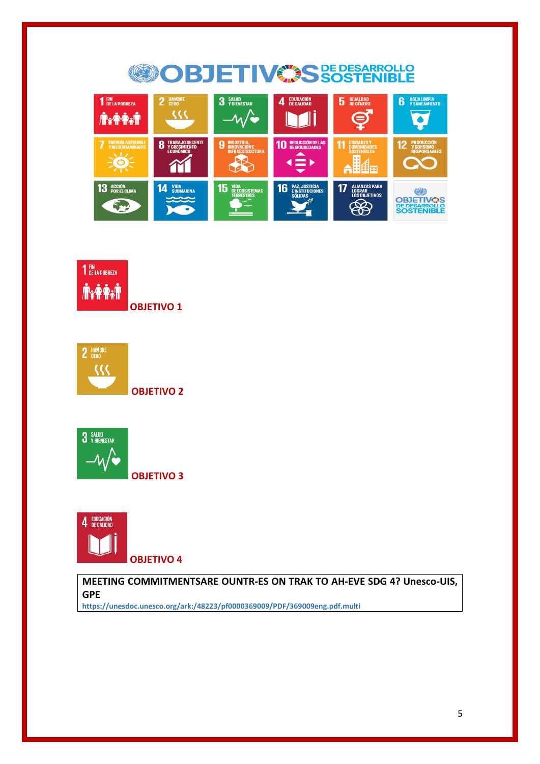**OBJETIVO 1**

**OBJETIVO 2**

**OBJETIVO 3**

**OBJETIVO 4**

**MEETING COMMITMENTSARE OUNTR-ES ON TRAK TO AH-EVE SDG 4? Unesco-UIS, GPE**

https://unesdoc.unesco.org/ark:/48223/pf0000369009/PDF/369009eng.pdf.multi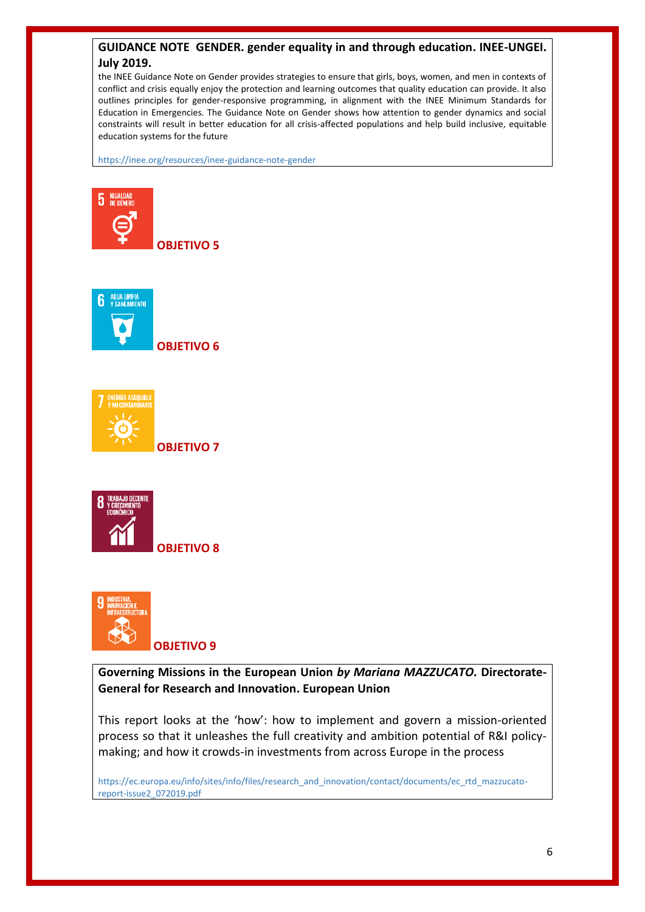**GUIDANCE NOTE GENDER. gender equality in and through education. INEE-UNGEI. July 2019.**

the INEE Guidance Note on Gender provides strategies to ensure that girls, boys, women, and men in contexts of conflict and crisis equally enjoy the protection and learning outcomes that quality education can provide. It also outlines principles for gender-responsive programming, in alignment with the INEE Minimum Standards for Education in Emergencies. The Guidance Note on Gender shows how attention to gender dynamics and social constraints will result in better education for all crisis-affected populations and help build inclusive, equitable education systems for the future

https://inee.org/resources/inee-guidance-note-gender

5 IGUALDAD DE GÉNERO

**OBJETIVO 5**

6 AGUA LIMPIA Y SANEAMIENTO

**OBJETIVO 6**

7 ENERGÍA ASEQUIBLE Y NO CONTAMINANTE

**OBJETIVO 7**

8 TRABAJO DECENTE Y CRECIMIENTO ECONÓMICO

**OBJETIVO 8**

9 INDUSTRIA, INNOVACIÓN E INFRAESTRUCTURA

**OBJETIVO 9**

**Governing Missions in the European Union *by Mariana MAZZUCATO.* Directorate-General for Research and Innovation. European Union**

This report looks at the 'how': how to implement and govern a mission-oriented process so that it unleashes the full creativity and ambition potential of R&I policy-making; and how it crowds-in investments from across Europe in the process

https://ec.europa.eu/info/sites/info/files/research_and_innovation/contact/documents/ec_rtd_mazzucato-report-issue2_072019.pdf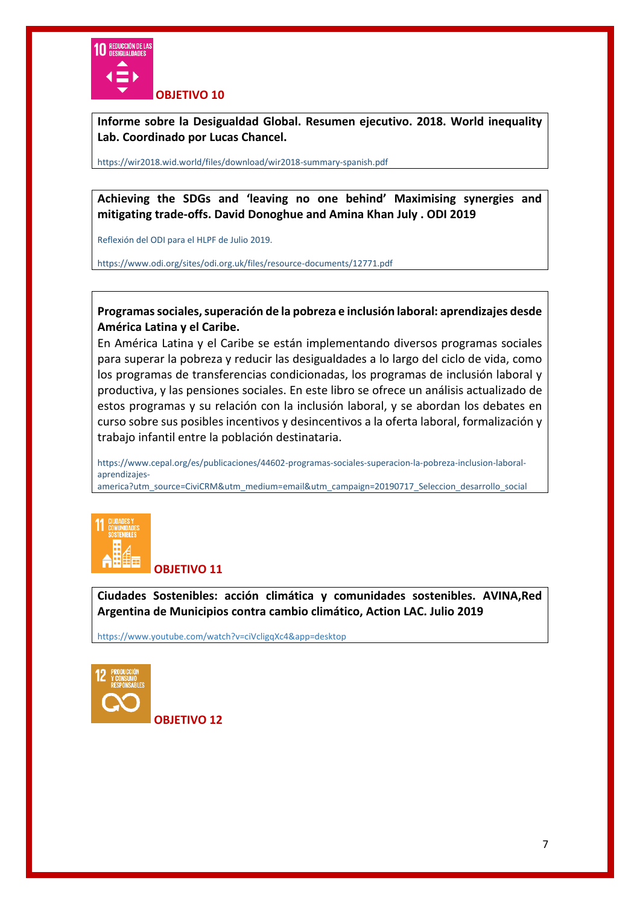## OBJETIVO 10

**Informe sobre la Desigualdad Global. Resumen ejecutivo. 2018. World inequality Lab. Coordinado por Lucas Chancel.**

https://wir2018.wid.world/files/download/wir2018-summary-spanish.pdf

**Achieving the SDGs and 'leaving no one behind' Maximising synergies and mitigating trade-offs. David Donoghue and Amina Khan July . ODI 2019**

Reflexión del ODI para el HLPF de Julio 2019.

https://www.odi.org/sites/odi.org.uk/files/resource-documents/12771.pdf

**Programas sociales, superación de la pobreza e inclusión laboral: aprendizajes desde América Latina y el Caribe.**

En América Latina y el Caribe se están implementando diversos programas sociales para superar la pobreza y reducir las desigualdades a lo largo del ciclo de vida, como los programas de transferencias condicionadas, los programas de inclusión laboral y productiva, y las pensiones sociales. En este libro se ofrece un análisis actualizado de estos programas y su relación con la inclusión laboral, y se abordan los debates en curso sobre sus posibles incentivos y desincentivos a la oferta laboral, formalización y trabajo infantil entre la población destinataria.

https://www.cepal.org/es/publicaciones/44602-programas-sociales-superacion-la-pobreza-inclusion-laboral-aprendizajes-america?utm_source=CiviCRM&utm_medium=email&utm_campaign=20190717_Seleccion_desarrollo_social

## OBJETIVO 11

**Ciudades Sostenibles: acción climática y comunidades sostenibles. AVINA,Red Argentina de Municipios contra cambio climático, Action LAC. Julio 2019**

https://www.youtube.com/watch?v=ciVcligqXc4&app=desktop

## OBJETIVO 12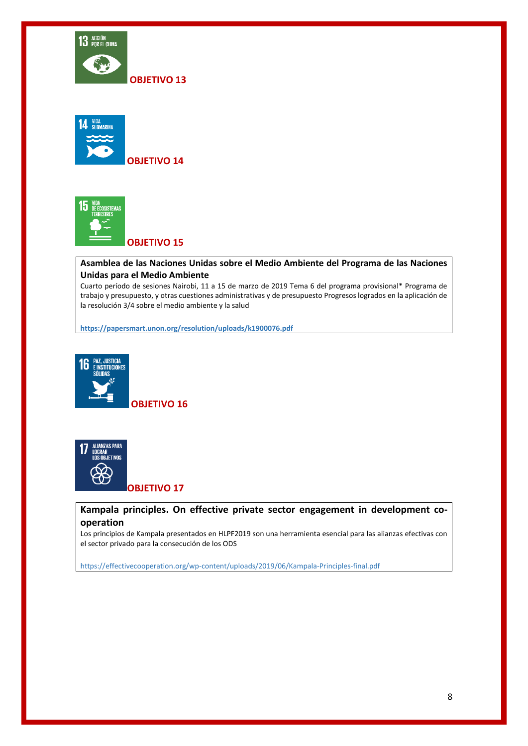13 ACCIÓN POR EL CLIMA

**OBJETIVO 13**

14 VIDA SUBMARINA

**OBJETIVO 14**

15 VIDA DE ECOSISTEMAS TERRESTRES

**OBJETIVO 15**

**Asamblea de las Naciones Unidas sobre el Medio Ambiente del Programa de las Naciones Unidas para el Medio Ambiente**

Cuarto período de sesiones Nairobi, 11 a 15 de marzo de 2019 Tema 6 del programa provisional* Programa de trabajo y presupuesto, y otras cuestiones administrativas y de presupuesto Progresos logrados en la aplicación de la resolución 3/4 sobre el medio ambiente y la salud

**https://papersmart.unon.org/resolution/uploads/k1900076.pdf**

16 PAZ, JUSTICIA E INSTITUCIONES SÓLIDAS

**OBJETIVO 16**

17 ALIANZAS PARA LOGRAR LOS OBJETIVOS

**OBJETIVO 17**

**Kampala principles. On effective private sector engagement in development co-operation**

Los principios de Kampala presentados en HLPF2019 son una herramienta esencial para las alianzas efectivas con el sector privado para la consecución de los ODS

https://effectivecooperation.org/wp-content/uploads/2019/06/Kampala-Principles-final.pdf